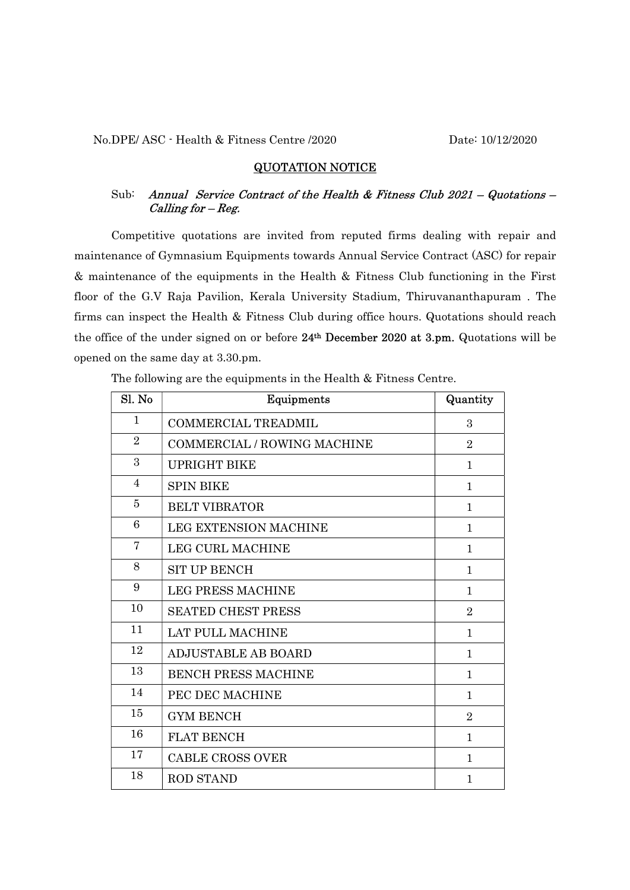No.DPE/ ASC - Health & Fitness Centre /2020 Date: 10/12/2020

## QUOTATION NOTICE

Sub: *Annual Service Contract of the Health & Fitness Club 2021 – Quotations – Calling for – Reg.*

Competitive quotations are invited from reputed firms dealing with repair and maintenance of Gymnasium Equipments towards Annual Service Contract (ASC) for repair & maintenance of the equipments in the Health & Fitness Club functioning in the First floor of the G.V Raja Pavilion, Kerala University Stadium, Thiruvananthapuram . The firms can inspect the Health & Fitness Club during office hours. Quotations should reach the office of the under signed on or before **24th December 2020 at 3.pm.** Quotations will be opened on the same day at 3.30.pm.

The following are the equipments in the Health & Fitness Centre.

| Sl. No | Equipments | Quantity |
|---|---|---|
| 1 | COMMERCIAL TREADMIL | 3 |
| 2 | COMMERCIAL / ROWING MACHINE | 2 |
| 3 | UPRIGHT BIKE | 1 |
| 4 | SPIN BIKE | 1 |
| 5 | BELT VIBRATOR | 1 |
| 6 | LEG EXTENSION MACHINE | 1 |
| 7 | LEG CURL MACHINE | 1 |
| 8 | SIT UP BENCH | 1 |
| 9 | LEG PRESS MACHINE | 1 |
| 10 | SEATED CHEST PRESS | 2 |
| 11 | LAT PULL MACHINE | 1 |
| 12 | ADJUSTABLE AB BOARD | 1 |
| 13 | BENCH PRESS MACHINE | 1 |
| 14 | PEC DEC MACHINE | 1 |
| 15 | GYM BENCH | 2 |
| 16 | FLAT BENCH | 1 |
| 17 | CABLE CROSS OVER | 1 |
| 18 | ROD STAND | 1 |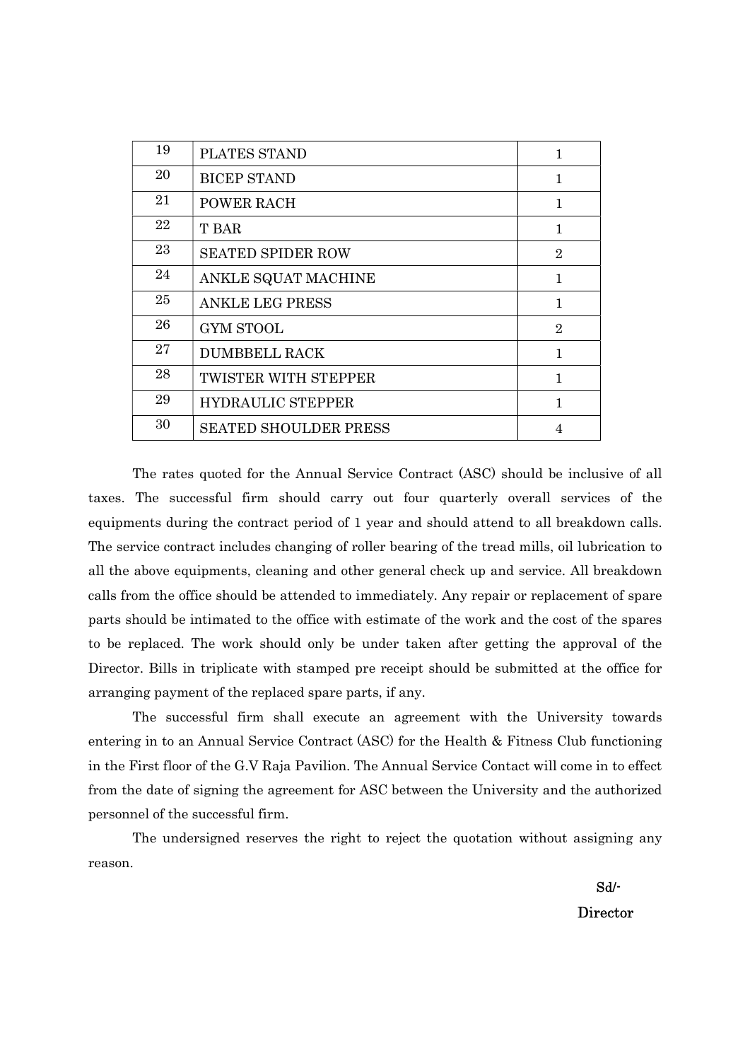| | | |
|---|---|---|
| 19 | PLATES STAND | 1 |
| 20 | BICEP STAND | 1 |
| 21 | POWER RACH | 1 |
| 22 | T BAR | 1 |
| 23 | SEATED SPIDER ROW | 2 |
| 24 | ANKLE SQUAT MACHINE | 1 |
| 25 | ANKLE LEG PRESS | 1 |
| 26 | GYM STOOL | 2 |
| 27 | DUMBBELL RACK | 1 |
| 28 | TWISTER WITH STEPPER | 1 |
| 29 | HYDRAULIC STEPPER | 1 |
| 30 | SEATED SHOULDER PRESS | 4 |

The rates quoted for the Annual Service Contract (ASC) should be inclusive of all taxes. The successful firm should carry out four quarterly overall services of the equipments during the contract period of 1 year and should attend to all breakdown calls. The service contract includes changing of roller bearing of the tread mills, oil lubrication to all the above equipments, cleaning and other general check up and service. All breakdown calls from the office should be attended to immediately. Any repair or replacement of spare parts should be intimated to the office with estimate of the work and the cost of the spares to be replaced. The work should only be under taken after getting the approval of the Director. Bills in triplicate with stamped pre receipt should be submitted at the office for arranging payment of the replaced spare parts, if any.

The successful firm shall execute an agreement with the University towards entering in to an Annual Service Contract (ASC) for the Health & Fitness Club functioning in the First floor of the G.V Raja Pavilion. The Annual Service Contact will come in to effect from the date of signing the agreement for ASC between the University and the authorized personnel of the successful firm.

The undersigned reserves the right to reject the quotation without assigning any reason.

Sd/-

Director